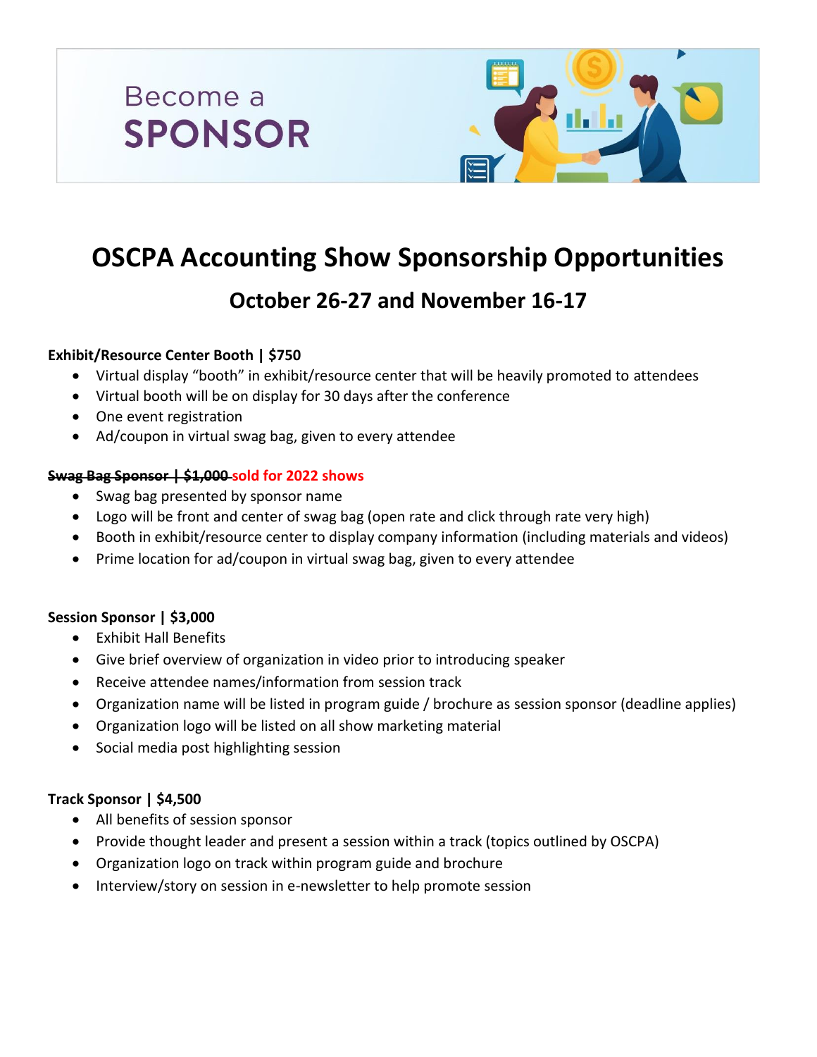Become a
**SPONSOR**

# OSCPA Accounting Show Sponsorship Opportunities

## October 26-27 and November 16-17

**Exhibit/Resource Center Booth | $750**

- Virtual display "booth" in exhibit/resource center that will be heavily promoted to attendees
- Virtual booth will be on display for 30 days after the conference
- One event registration
- Ad/coupon in virtual swag bag, given to every attendee

**~~Swag Bag Sponsor | $1,000~~ sold for 2022 shows**

- Swag bag presented by sponsor name
- Logo will be front and center of swag bag (open rate and click through rate very high)
- Booth in exhibit/resource center to display company information (including materials and videos)
- Prime location for ad/coupon in virtual swag bag, given to every attendee

**Session Sponsor | $3,000**

- Exhibit Hall Benefits
- Give brief overview of organization in video prior to introducing speaker
- Receive attendee names/information from session track
- Organization name will be listed in program guide / brochure as session sponsor (deadline applies)
- Organization logo will be listed on all show marketing material
- Social media post highlighting session

**Track Sponsor | $4,500**

- All benefits of session sponsor
- Provide thought leader and present a session within a track (topics outlined by OSCPA)
- Organization logo on track within program guide and brochure
- Interview/story on session in e-newsletter to help promote session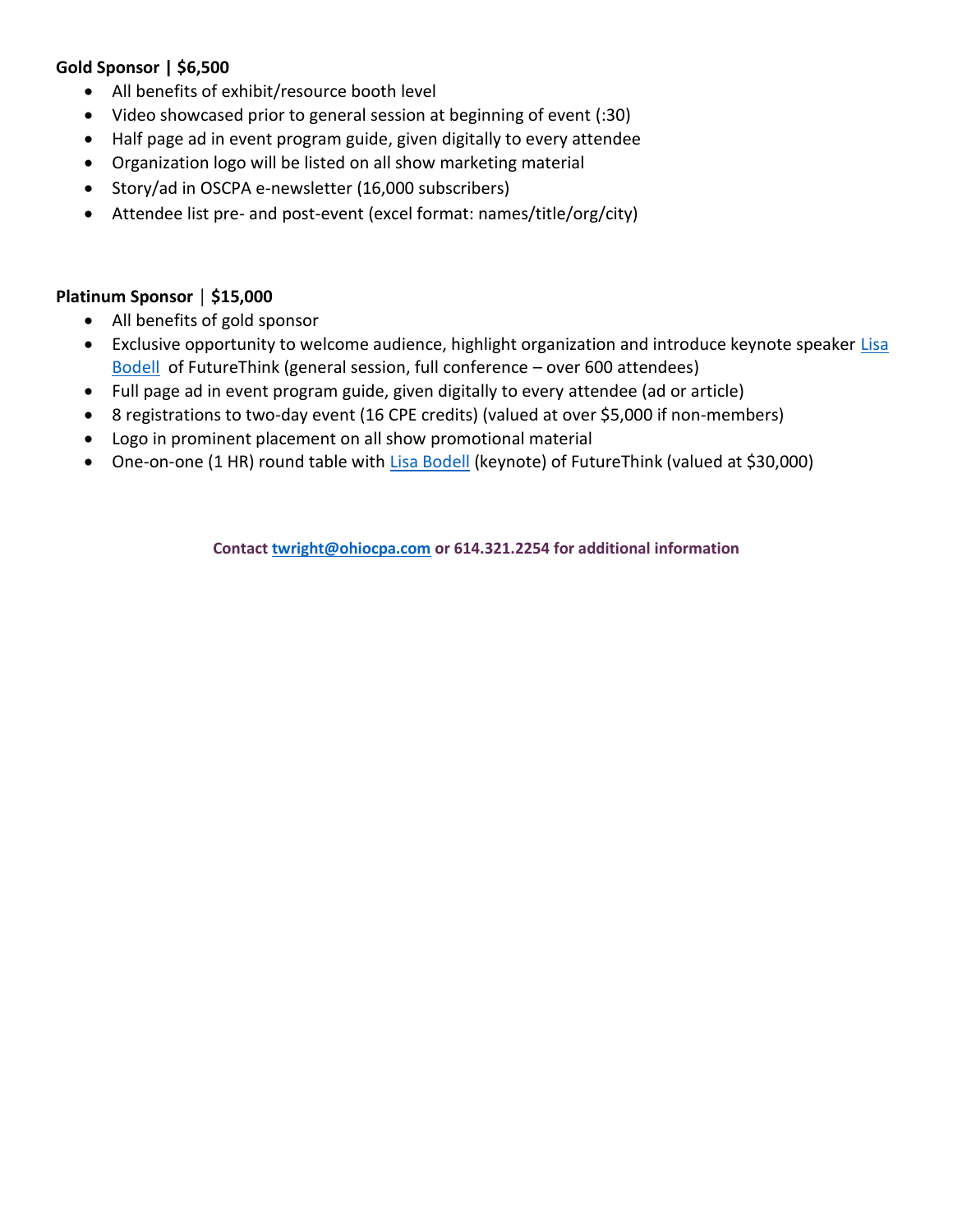**Gold Sponsor | $6,500**

- All benefits of exhibit/resource booth level
- Video showcased prior to general session at beginning of event (:30)
- Half page ad in event program guide, given digitally to every attendee
- Organization logo will be listed on all show marketing material
- Story/ad in OSCPA e-newsletter (16,000 subscribers)
- Attendee list pre- and post-event (excel format: names/title/org/city)

**Platinum Sponsor | $15,000**

- All benefits of gold sponsor
- Exclusive opportunity to welcome audience, highlight organization and introduce keynote speaker Lisa Bodell of FutureThink (general session, full conference – over 600 attendees)
- Full page ad in event program guide, given digitally to every attendee (ad or article)
- 8 registrations to two-day event (16 CPE credits) (valued at over $5,000 if non-members)
- Logo in prominent placement on all show promotional material
- One-on-one (1 HR) round table with Lisa Bodell (keynote) of FutureThink (valued at $30,000)

**Contact twright@ohiocpa.com or 614.321.2254 for additional information**